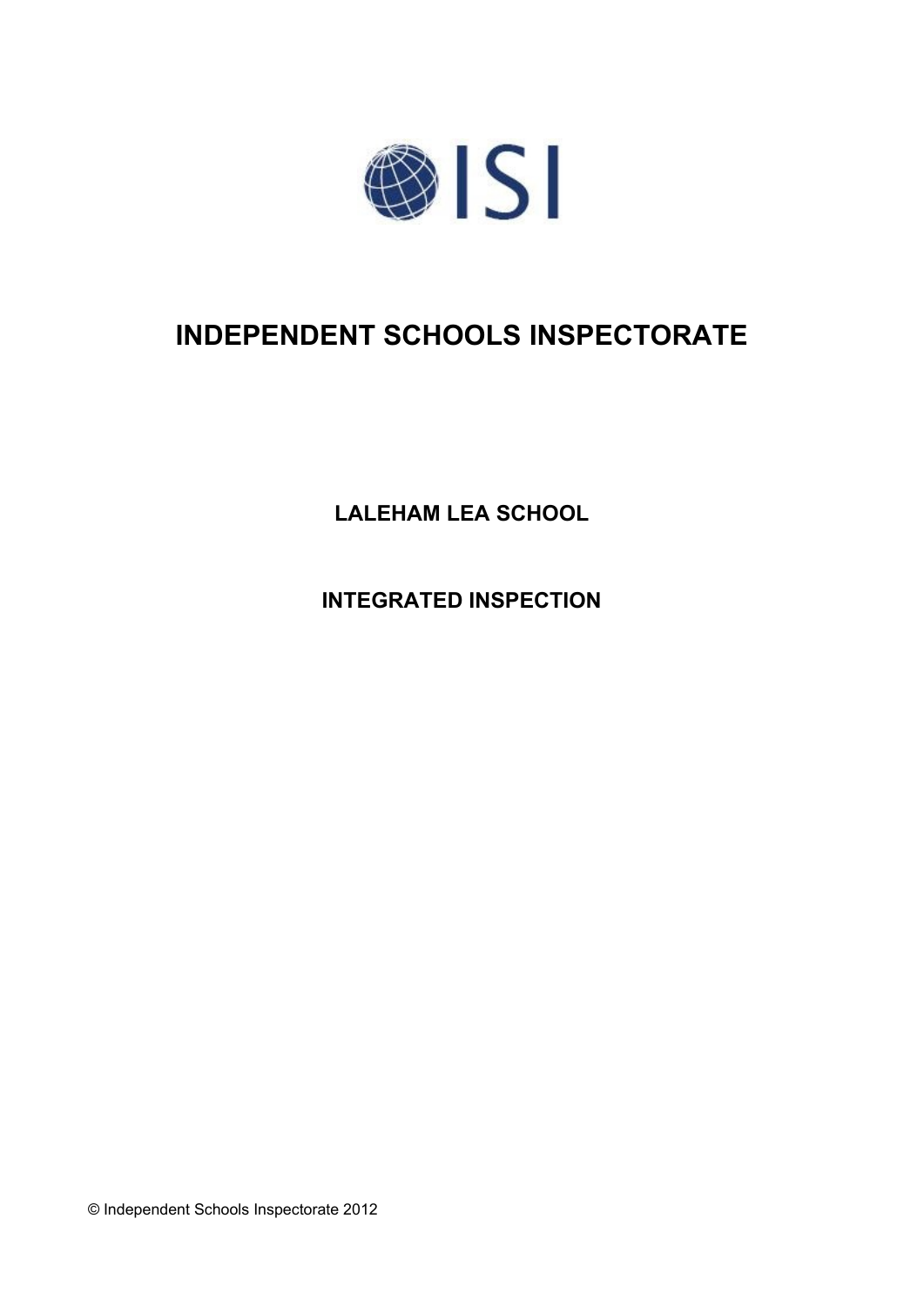ISI

# INDEPENDENT SCHOOLS INSPECTORATE

## LALEHAM LEA SCHOOL

## INTEGRATED INSPECTION

© Independent Schools Inspectorate 2012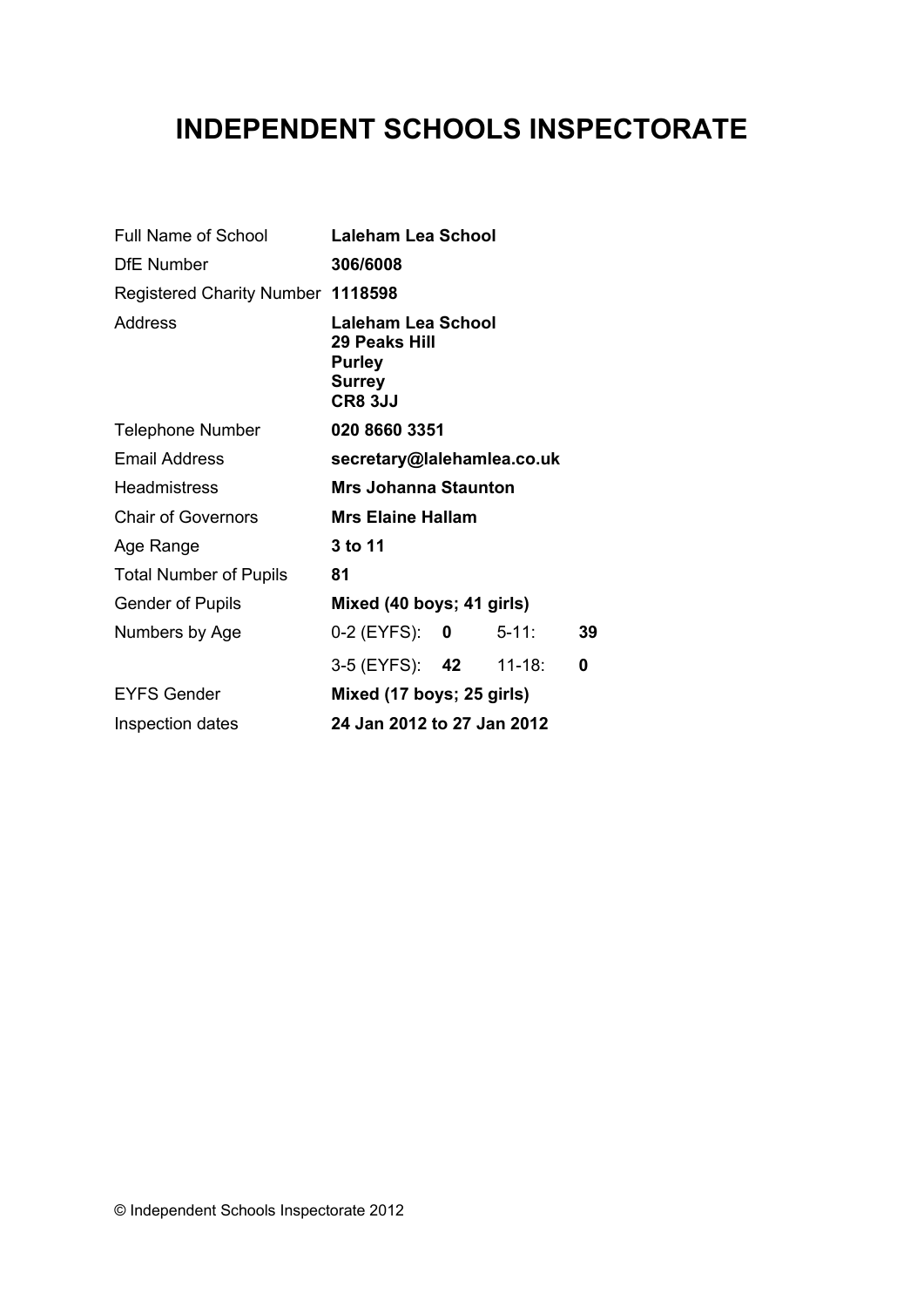# INDEPENDENT SCHOOLS INSPECTORATE

| | | | | |
|---|---|---|---|---|
| Full Name of School | **Laleham Lea School** | | | |
| DfE Number | **306/6008** | | | |
| Registered Charity Number | **1118598** | | | |
| Address | **Laleham Lea School**<br>**29 Peaks Hill**<br>**Purley**<br>**Surrey**<br>**CR8 3JJ** | | | |
| Telephone Number | **020 8660 3351** | | | |
| Email Address | **secretary@lalehamlea.co.uk** | | | |
| Headmistress | **Mrs Johanna Staunton** | | | |
| Chair of Governors | **Mrs Elaine Hallam** | | | |
| Age Range | **3 to 11** | | | |
| Total Number of Pupils | **81** | | | |
| Gender of Pupils | **Mixed (40 boys; 41 girls)** | | | |
| Numbers by Age | 0-2 (EYFS): | **0** | 5-11: | **39** |
| | 3-5 (EYFS): | **42** | 11-18: | **0** |
| EYFS Gender | **Mixed (17 boys; 25 girls)** | | | |
| Inspection dates | **24 Jan 2012 to 27 Jan 2012** | | | |

© Independent Schools Inspectorate 2012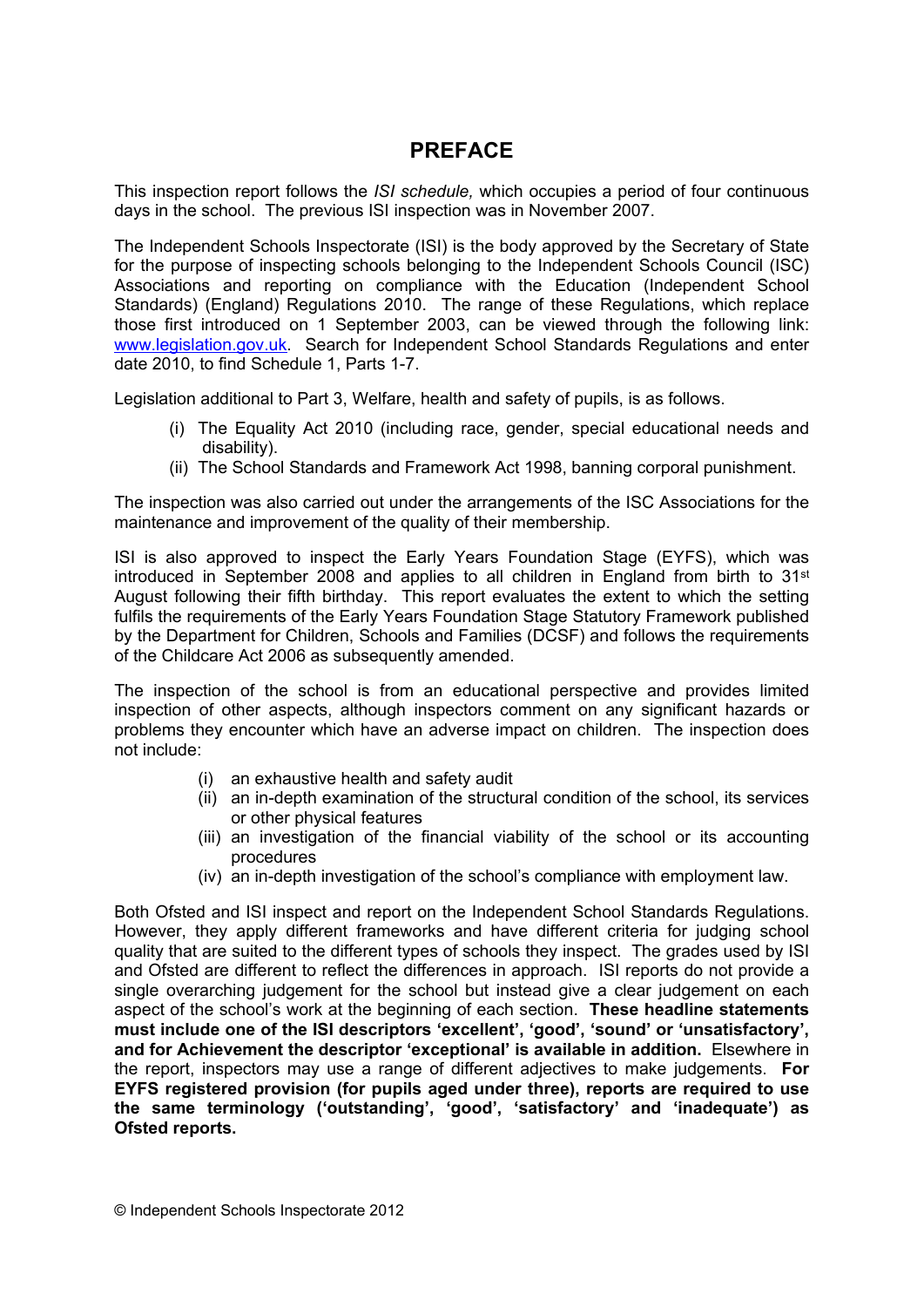# PREFACE

This inspection report follows the *ISI schedule,* which occupies a period of four continuous days in the school. The previous ISI inspection was in November 2007.

The Independent Schools Inspectorate (ISI) is the body approved by the Secretary of State for the purpose of inspecting schools belonging to the Independent Schools Council (ISC) Associations and reporting on compliance with the Education (Independent School Standards) (England) Regulations 2010. The range of these Regulations, which replace those first introduced on 1 September 2003, can be viewed through the following link: www.legislation.gov.uk. Search for Independent School Standards Regulations and enter date 2010, to find Schedule 1, Parts 1-7.

Legislation additional to Part 3, Welfare, health and safety of pupils, is as follows.

(i) The Equality Act 2010 (including race, gender, special educational needs and disability).
(ii) The School Standards and Framework Act 1998, banning corporal punishment.

The inspection was also carried out under the arrangements of the ISC Associations for the maintenance and improvement of the quality of their membership.

ISI is also approved to inspect the Early Years Foundation Stage (EYFS), which was introduced in September 2008 and applies to all children in England from birth to 31st August following their fifth birthday. This report evaluates the extent to which the setting fulfils the requirements of the Early Years Foundation Stage Statutory Framework published by the Department for Children, Schools and Families (DCSF) and follows the requirements of the Childcare Act 2006 as subsequently amended.

The inspection of the school is from an educational perspective and provides limited inspection of other aspects, although inspectors comment on any significant hazards or problems they encounter which have an adverse impact on children. The inspection does not include:

(i) an exhaustive health and safety audit
(ii) an in-depth examination of the structural condition of the school, its services or other physical features
(iii) an investigation of the financial viability of the school or its accounting procedures
(iv) an in-depth investigation of the school's compliance with employment law.

Both Ofsted and ISI inspect and report on the Independent School Standards Regulations. However, they apply different frameworks and have different criteria for judging school quality that are suited to the different types of schools they inspect. The grades used by ISI and Ofsted are different to reflect the differences in approach. ISI reports do not provide a single overarching judgement for the school but instead give a clear judgement on each aspect of the school's work at the beginning of each section. **These headline statements must include one of the ISI descriptors 'excellent', 'good', 'sound' or 'unsatisfactory', and for Achievement the descriptor 'exceptional' is available in addition.** Elsewhere in the report, inspectors may use a range of different adjectives to make judgements. **For EYFS registered provision (for pupils aged under three), reports are required to use the same terminology ('outstanding', 'good', 'satisfactory' and 'inadequate') as Ofsted reports.**

© Independent Schools Inspectorate 2012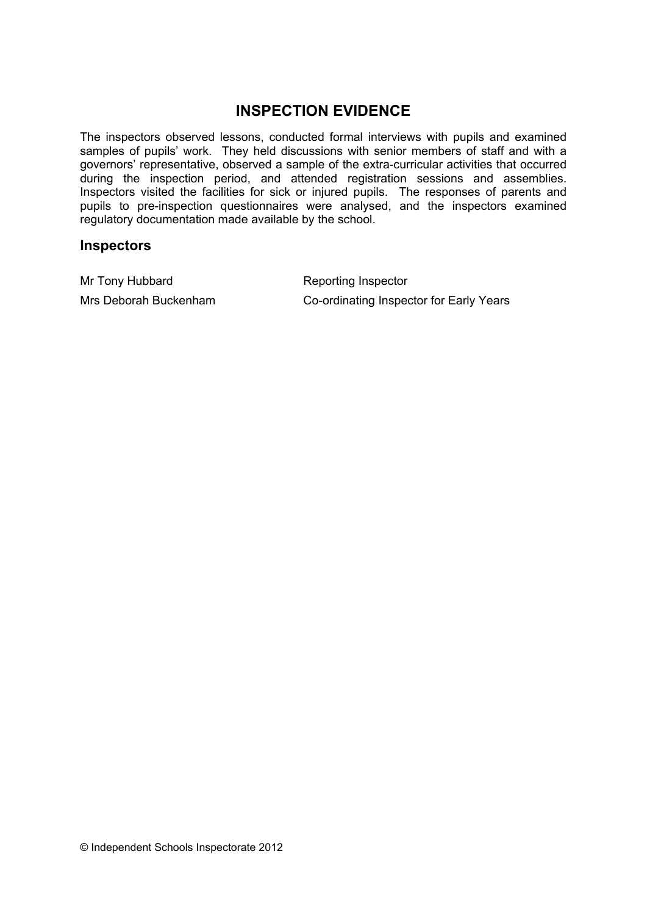## INSPECTION EVIDENCE

The inspectors observed lessons, conducted formal interviews with pupils and examined samples of pupils' work. They held discussions with senior members of staff and with a governors' representative, observed a sample of the extra-curricular activities that occurred during the inspection period, and attended registration sessions and assemblies. Inspectors visited the facilities for sick or injured pupils. The responses of parents and pupils to pre-inspection questionnaires were analysed, and the inspectors examined regulatory documentation made available by the school.

### Inspectors

| | |
|---|---|
| Mr Tony Hubbard | Reporting Inspector |
| Mrs Deborah Buckenham | Co-ordinating Inspector for Early Years |

© Independent Schools Inspectorate 2012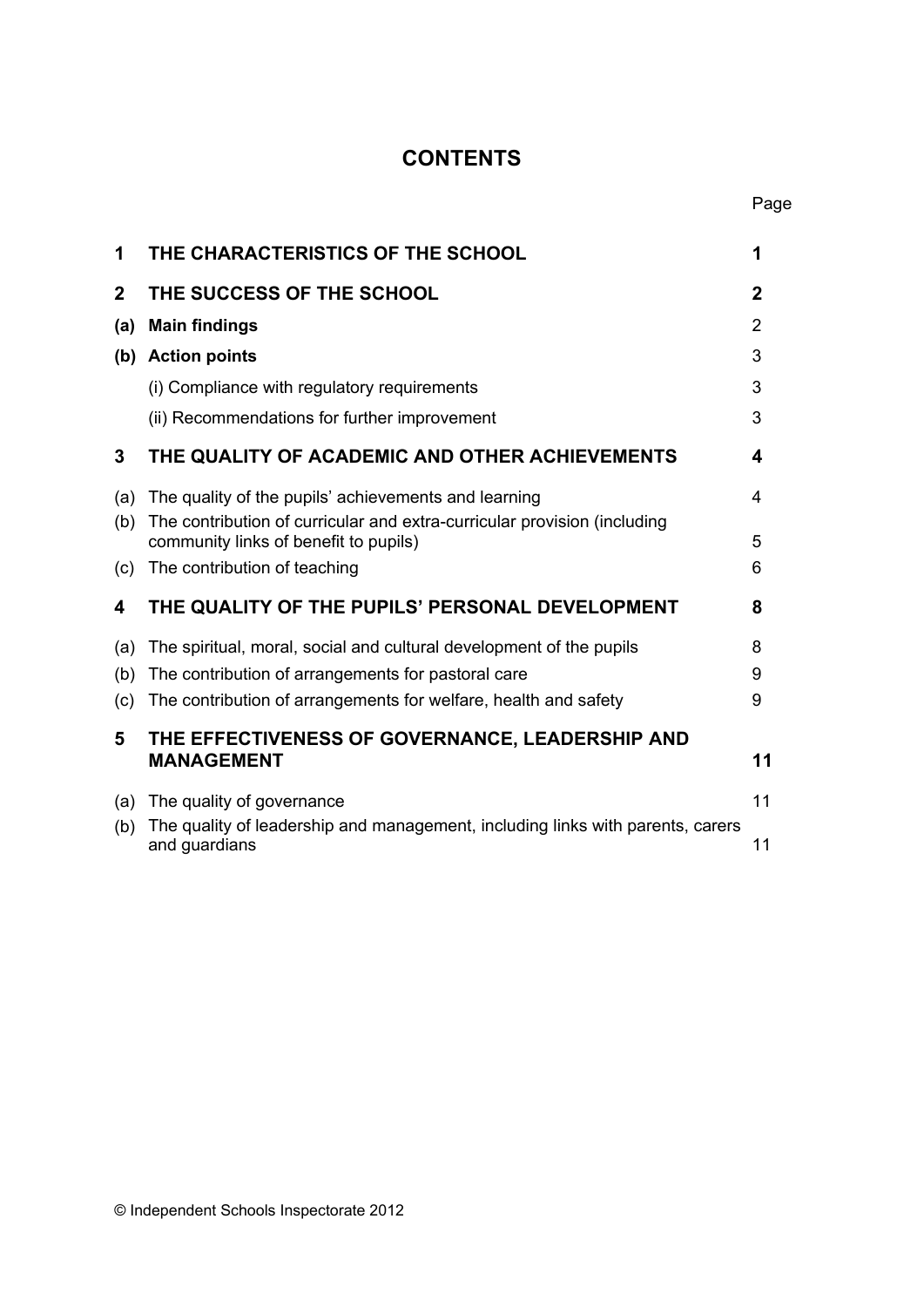# CONTENTS

| | | Page |
|---|---|---|
| **1** | **THE CHARACTERISTICS OF THE SCHOOL** | **1** |
| **2** | **THE SUCCESS OF THE SCHOOL** | **2** |
| **(a)** | **Main findings** | 2 |
| **(b)** | **Action points** | 3 |
| | (i) Compliance with regulatory requirements | 3 |
| | (ii) Recommendations for further improvement | 3 |
| **3** | **THE QUALITY OF ACADEMIC AND OTHER ACHIEVEMENTS** | **4** |
| (a) | The quality of the pupils' achievements and learning | 4 |
| (b) | The contribution of curricular and extra-curricular provision (including community links of benefit to pupils) | 5 |
| (c) | The contribution of teaching | 6 |
| **4** | **THE QUALITY OF THE PUPILS' PERSONAL DEVELOPMENT** | **8** |
| (a) | The spiritual, moral, social and cultural development of the pupils | 8 |
| (b) | The contribution of arrangements for pastoral care | 9 |
| (c) | The contribution of arrangements for welfare, health and safety | 9 |
| **5** | **THE EFFECTIVENESS OF GOVERNANCE, LEADERSHIP AND MANAGEMENT** | **11** |
| (a) | The quality of governance | 11 |
| (b) | The quality of leadership and management, including links with parents, carers and guardians | 11 |

© Independent Schools Inspectorate 2012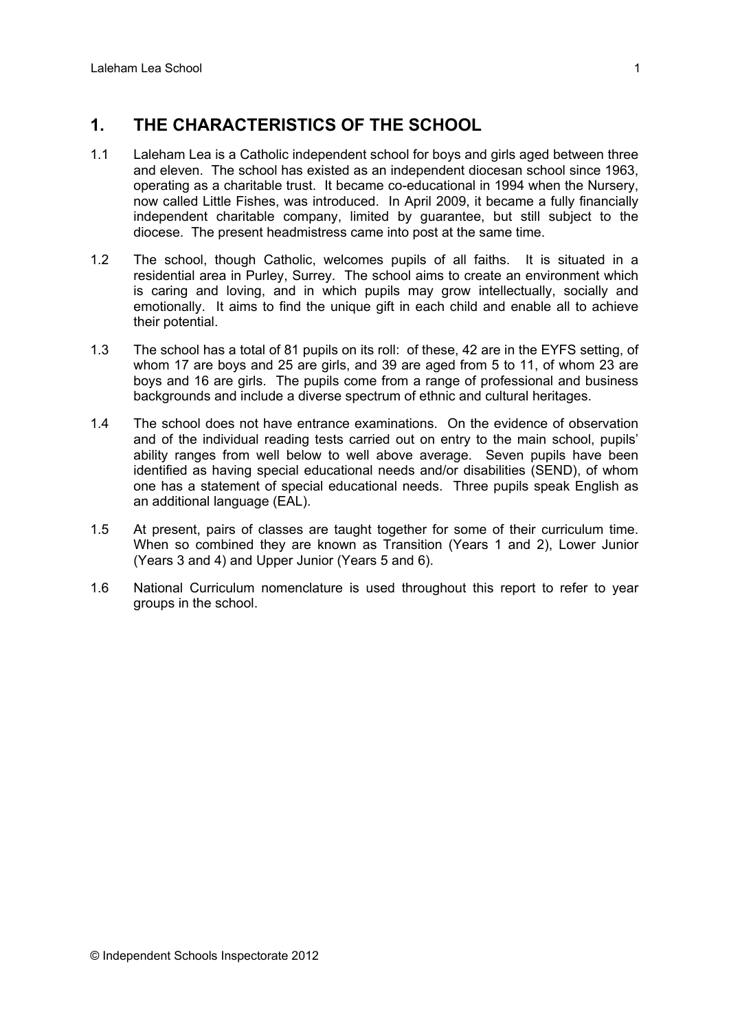## 1. THE CHARACTERISTICS OF THE SCHOOL

1.1 Laleham Lea is a Catholic independent school for boys and girls aged between three and eleven. The school has existed as an independent diocesan school since 1963, operating as a charitable trust. It became co-educational in 1994 when the Nursery, now called Little Fishes, was introduced. In April 2009, it became a fully financially independent charitable company, limited by guarantee, but still subject to the diocese. The present headmistress came into post at the same time.

1.2 The school, though Catholic, welcomes pupils of all faiths. It is situated in a residential area in Purley, Surrey. The school aims to create an environment which is caring and loving, and in which pupils may grow intellectually, socially and emotionally. It aims to find the unique gift in each child and enable all to achieve their potential.

1.3 The school has a total of 81 pupils on its roll: of these, 42 are in the EYFS setting, of whom 17 are boys and 25 are girls, and 39 are aged from 5 to 11, of whom 23 are boys and 16 are girls. The pupils come from a range of professional and business backgrounds and include a diverse spectrum of ethnic and cultural heritages.

1.4 The school does not have entrance examinations. On the evidence of observation and of the individual reading tests carried out on entry to the main school, pupils' ability ranges from well below to well above average. Seven pupils have been identified as having special educational needs and/or disabilities (SEND), of whom one has a statement of special educational needs. Three pupils speak English as an additional language (EAL).

1.5 At present, pairs of classes are taught together for some of their curriculum time. When so combined they are known as Transition (Years 1 and 2), Lower Junior (Years 3 and 4) and Upper Junior (Years 5 and 6).

1.6 National Curriculum nomenclature is used throughout this report to refer to year groups in the school.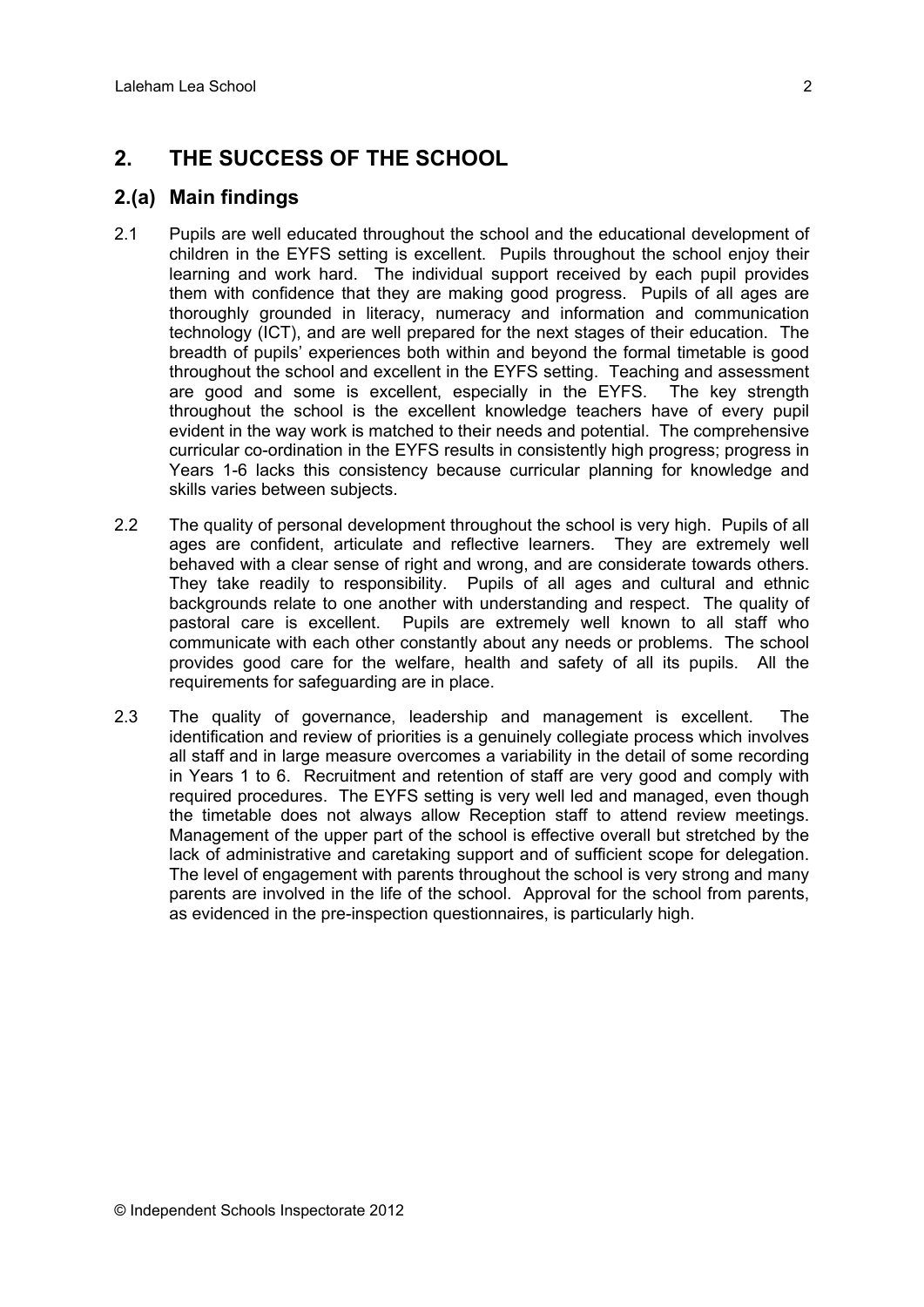## 2. THE SUCCESS OF THE SCHOOL

### 2.(a) Main findings

2.1 Pupils are well educated throughout the school and the educational development of children in the EYFS setting is excellent. Pupils throughout the school enjoy their learning and work hard. The individual support received by each pupil provides them with confidence that they are making good progress. Pupils of all ages are thoroughly grounded in literacy, numeracy and information and communication technology (ICT), and are well prepared for the next stages of their education. The breadth of pupils' experiences both within and beyond the formal timetable is good throughout the school and excellent in the EYFS setting. Teaching and assessment are good and some is excellent, especially in the EYFS. The key strength throughout the school is the excellent knowledge teachers have of every pupil evident in the way work is matched to their needs and potential. The comprehensive curricular co-ordination in the EYFS results in consistently high progress; progress in Years 1-6 lacks this consistency because curricular planning for knowledge and skills varies between subjects.

2.2 The quality of personal development throughout the school is very high. Pupils of all ages are confident, articulate and reflective learners. They are extremely well behaved with a clear sense of right and wrong, and are considerate towards others. They take readily to responsibility. Pupils of all ages and cultural and ethnic backgrounds relate to one another with understanding and respect. The quality of pastoral care is excellent. Pupils are extremely well known to all staff who communicate with each other constantly about any needs or problems. The school provides good care for the welfare, health and safety of all its pupils. All the requirements for safeguarding are in place.

2.3 The quality of governance, leadership and management is excellent. The identification and review of priorities is a genuinely collegiate process which involves all staff and in large measure overcomes a variability in the detail of some recording in Years 1 to 6. Recruitment and retention of staff are very good and comply with required procedures. The EYFS setting is very well led and managed, even though the timetable does not always allow Reception staff to attend review meetings. Management of the upper part of the school is effective overall but stretched by the lack of administrative and caretaking support and of sufficient scope for delegation. The level of engagement with parents throughout the school is very strong and many parents are involved in the life of the school. Approval for the school from parents, as evidenced in the pre-inspection questionnaires, is particularly high.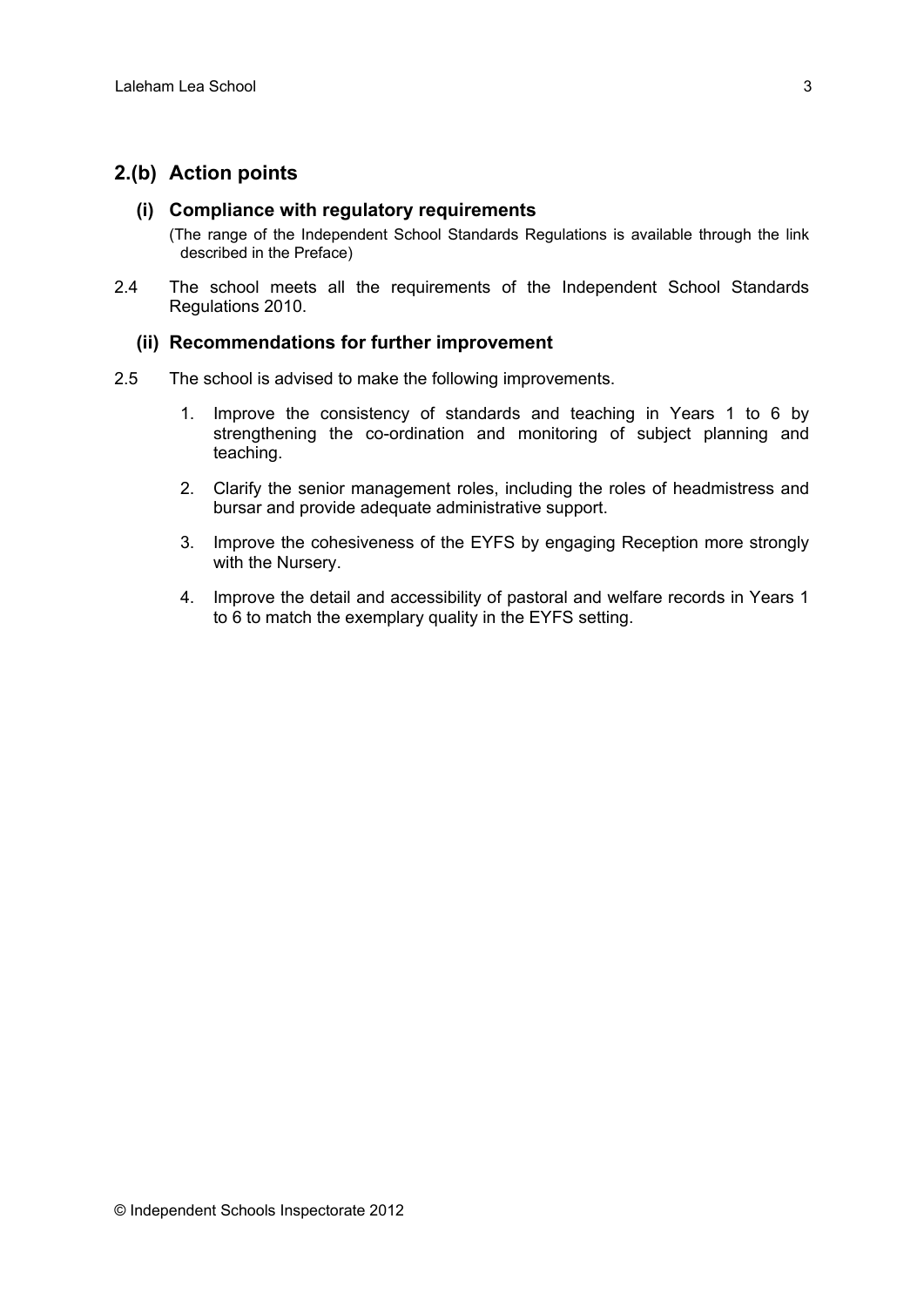## 2.(b) Action points

### (i) Compliance with regulatory requirements

(The range of the Independent School Standards Regulations is available through the link described in the Preface)

2.4 The school meets all the requirements of the Independent School Standards Regulations 2010.

### (ii) Recommendations for further improvement

2.5 The school is advised to make the following improvements.

1. Improve the consistency of standards and teaching in Years 1 to 6 by strengthening the co-ordination and monitoring of subject planning and teaching.
2. Clarify the senior management roles, including the roles of headmistress and bursar and provide adequate administrative support.
3. Improve the cohesiveness of the EYFS by engaging Reception more strongly with the Nursery.
4. Improve the detail and accessibility of pastoral and welfare records in Years 1 to 6 to match the exemplary quality in the EYFS setting.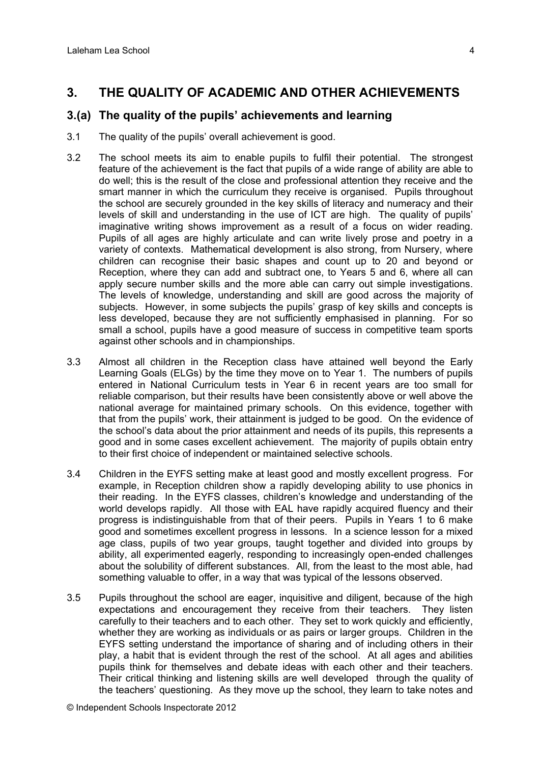## 3. THE QUALITY OF ACADEMIC AND OTHER ACHIEVEMENTS

### 3.(a) The quality of the pupils' achievements and learning

3.1 The quality of the pupils' overall achievement is good.

3.2 The school meets its aim to enable pupils to fulfil their potential. The strongest feature of the achievement is the fact that pupils of a wide range of ability are able to do well; this is the result of the close and professional attention they receive and the smart manner in which the curriculum they receive is organised. Pupils throughout the school are securely grounded in the key skills of literacy and numeracy and their levels of skill and understanding in the use of ICT are high. The quality of pupils' imaginative writing shows improvement as a result of a focus on wider reading. Pupils of all ages are highly articulate and can write lively prose and poetry in a variety of contexts. Mathematical development is also strong, from Nursery, where children can recognise their basic shapes and count up to 20 and beyond or Reception, where they can add and subtract one, to Years 5 and 6, where all can apply secure number skills and the more able can carry out simple investigations. The levels of knowledge, understanding and skill are good across the majority of subjects. However, in some subjects the pupils' grasp of key skills and concepts is less developed, because they are not sufficiently emphasised in planning. For so small a school, pupils have a good measure of success in competitive team sports against other schools and in championships.

3.3 Almost all children in the Reception class have attained well beyond the Early Learning Goals (ELGs) by the time they move on to Year 1. The numbers of pupils entered in National Curriculum tests in Year 6 in recent years are too small for reliable comparison, but their results have been consistently above or well above the national average for maintained primary schools. On this evidence, together with that from the pupils' work, their attainment is judged to be good. On the evidence of the school's data about the prior attainment and needs of its pupils, this represents a good and in some cases excellent achievement. The majority of pupils obtain entry to their first choice of independent or maintained selective schools.

3.4 Children in the EYFS setting make at least good and mostly excellent progress. For example, in Reception children show a rapidly developing ability to use phonics in their reading. In the EYFS classes, children's knowledge and understanding of the world develops rapidly. All those with EAL have rapidly acquired fluency and their progress is indistinguishable from that of their peers. Pupils in Years 1 to 6 make good and sometimes excellent progress in lessons. In a science lesson for a mixed age class, pupils of two year groups, taught together and divided into groups by ability, all experimented eagerly, responding to increasingly open-ended challenges about the solubility of different substances. All, from the least to the most able, had something valuable to offer, in a way that was typical of the lessons observed.

3.5 Pupils throughout the school are eager, inquisitive and diligent, because of the high expectations and encouragement they receive from their teachers. They listen carefully to their teachers and to each other. They set to work quickly and efficiently, whether they are working as individuals or as pairs or larger groups. Children in the EYFS setting understand the importance of sharing and of including others in their play, a habit that is evident through the rest of the school. At all ages and abilities pupils think for themselves and debate ideas with each other and their teachers. Their critical thinking and listening skills are well developed through the quality of the teachers' questioning. As they move up the school, they learn to take notes and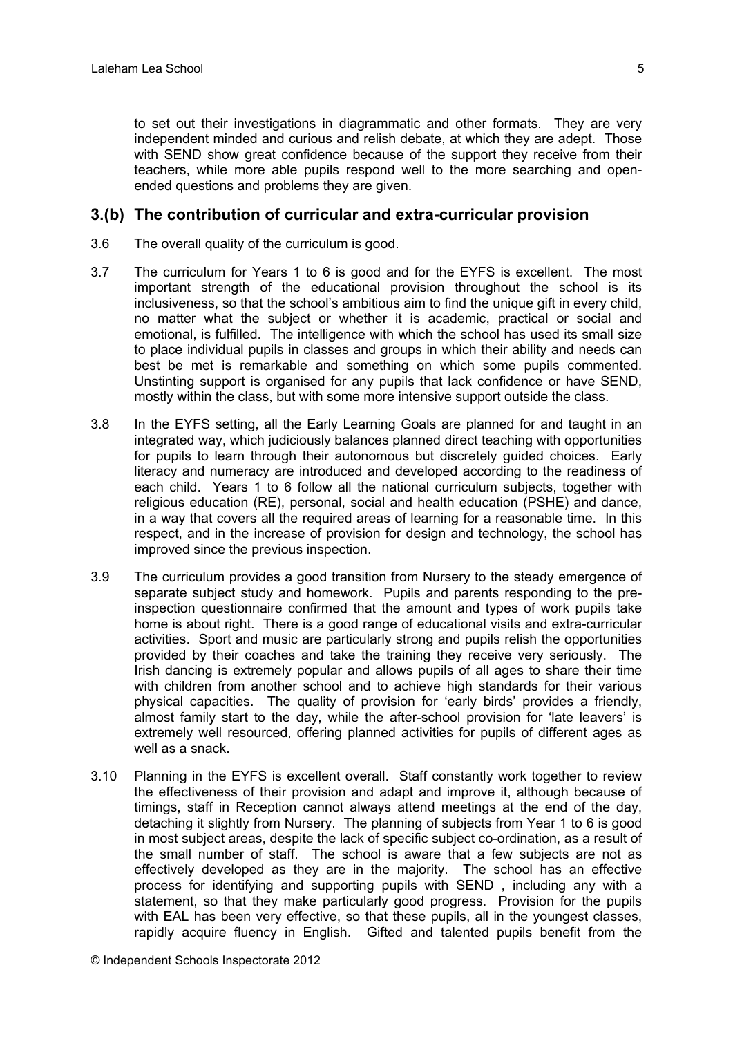to set out their investigations in diagrammatic and other formats. They are very independent minded and curious and relish debate, at which they are adept. Those with SEND show great confidence because of the support they receive from their teachers, while more able pupils respond well to the more searching and open-ended questions and problems they are given.

## 3.(b) The contribution of curricular and extra-curricular provision

3.6 The overall quality of the curriculum is good.

3.7 The curriculum for Years 1 to 6 is good and for the EYFS is excellent. The most important strength of the educational provision throughout the school is its inclusiveness, so that the school's ambitious aim to find the unique gift in every child, no matter what the subject or whether it is academic, practical or social and emotional, is fulfilled. The intelligence with which the school has used its small size to place individual pupils in classes and groups in which their ability and needs can best be met is remarkable and something on which some pupils commented. Unstinting support is organised for any pupils that lack confidence or have SEND, mostly within the class, but with some more intensive support outside the class.

3.8 In the EYFS setting, all the Early Learning Goals are planned for and taught in an integrated way, which judiciously balances planned direct teaching with opportunities for pupils to learn through their autonomous but discretely guided choices. Early literacy and numeracy are introduced and developed according to the readiness of each child. Years 1 to 6 follow all the national curriculum subjects, together with religious education (RE), personal, social and health education (PSHE) and dance, in a way that covers all the required areas of learning for a reasonable time. In this respect, and in the increase of provision for design and technology, the school has improved since the previous inspection.

3.9 The curriculum provides a good transition from Nursery to the steady emergence of separate subject study and homework. Pupils and parents responding to the pre-inspection questionnaire confirmed that the amount and types of work pupils take home is about right. There is a good range of educational visits and extra-curricular activities. Sport and music are particularly strong and pupils relish the opportunities provided by their coaches and take the training they receive very seriously. The Irish dancing is extremely popular and allows pupils of all ages to share their time with children from another school and to achieve high standards for their various physical capacities. The quality of provision for 'early birds' provides a friendly, almost family start to the day, while the after-school provision for 'late leavers' is extremely well resourced, offering planned activities for pupils of different ages as well as a snack.

3.10 Planning in the EYFS is excellent overall. Staff constantly work together to review the effectiveness of their provision and adapt and improve it, although because of timings, staff in Reception cannot always attend meetings at the end of the day, detaching it slightly from Nursery. The planning of subjects from Year 1 to 6 is good in most subject areas, despite the lack of specific subject co-ordination, as a result of the small number of staff. The school is aware that a few subjects are not as effectively developed as they are in the majority. The school has an effective process for identifying and supporting pupils with SEND , including any with a statement, so that they make particularly good progress. Provision for the pupils with EAL has been very effective, so that these pupils, all in the youngest classes, rapidly acquire fluency in English. Gifted and talented pupils benefit from the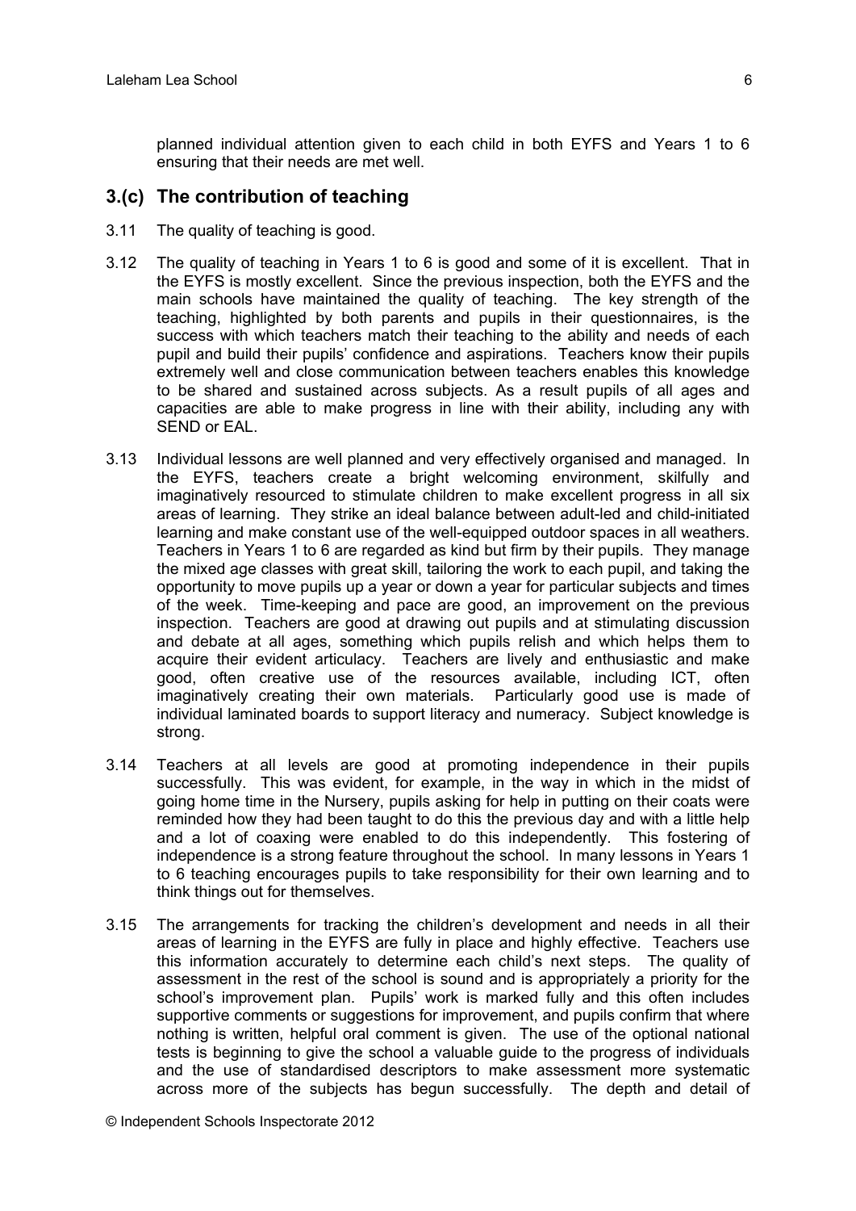planned individual attention given to each child in both EYFS and Years 1 to 6 ensuring that their needs are met well.

## 3.(c) The contribution of teaching

3.11 The quality of teaching is good.

3.12 The quality of teaching in Years 1 to 6 is good and some of it is excellent. That in the EYFS is mostly excellent. Since the previous inspection, both the EYFS and the main schools have maintained the quality of teaching. The key strength of the teaching, highlighted by both parents and pupils in their questionnaires, is the success with which teachers match their teaching to the ability and needs of each pupil and build their pupils' confidence and aspirations. Teachers know their pupils extremely well and close communication between teachers enables this knowledge to be shared and sustained across subjects. As a result pupils of all ages and capacities are able to make progress in line with their ability, including any with SEND or EAL.

3.13 Individual lessons are well planned and very effectively organised and managed. In the EYFS, teachers create a bright welcoming environment, skilfully and imaginatively resourced to stimulate children to make excellent progress in all six areas of learning. They strike an ideal balance between adult-led and child-initiated learning and make constant use of the well-equipped outdoor spaces in all weathers. Teachers in Years 1 to 6 are regarded as kind but firm by their pupils. They manage the mixed age classes with great skill, tailoring the work to each pupil, and taking the opportunity to move pupils up a year or down a year for particular subjects and times of the week. Time-keeping and pace are good, an improvement on the previous inspection. Teachers are good at drawing out pupils and at stimulating discussion and debate at all ages, something which pupils relish and which helps them to acquire their evident articulacy. Teachers are lively and enthusiastic and make good, often creative use of the resources available, including ICT, often imaginatively creating their own materials. Particularly good use is made of individual laminated boards to support literacy and numeracy. Subject knowledge is strong.

3.14 Teachers at all levels are good at promoting independence in their pupils successfully. This was evident, for example, in the way in which in the midst of going home time in the Nursery, pupils asking for help in putting on their coats were reminded how they had been taught to do this the previous day and with a little help and a lot of coaxing were enabled to do this independently. This fostering of independence is a strong feature throughout the school. In many lessons in Years 1 to 6 teaching encourages pupils to take responsibility for their own learning and to think things out for themselves.

3.15 The arrangements for tracking the children's development and needs in all their areas of learning in the EYFS are fully in place and highly effective. Teachers use this information accurately to determine each child's next steps. The quality of assessment in the rest of the school is sound and is appropriately a priority for the school's improvement plan. Pupils' work is marked fully and this often includes supportive comments or suggestions for improvement, and pupils confirm that where nothing is written, helpful oral comment is given. The use of the optional national tests is beginning to give the school a valuable guide to the progress of individuals and the use of standardised descriptors to make assessment more systematic across more of the subjects has begun successfully. The depth and detail of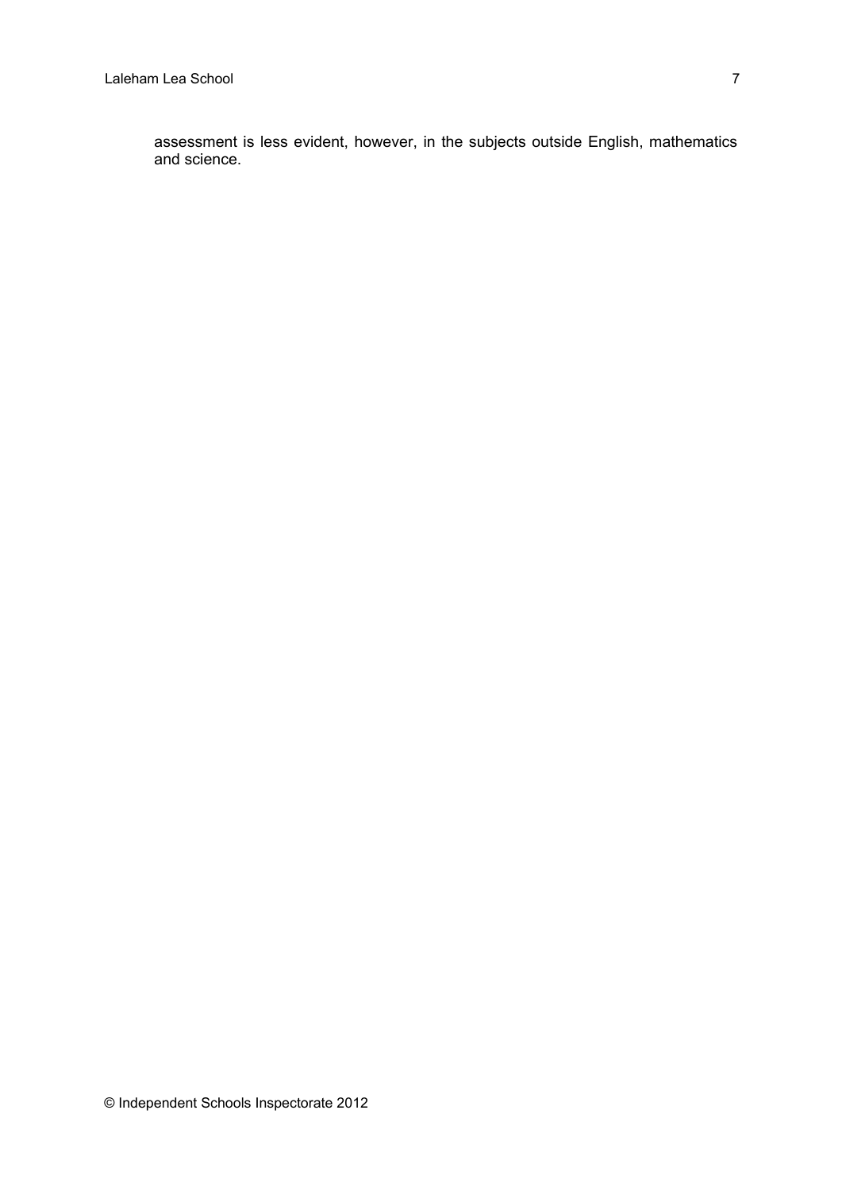assessment is less evident, however, in the subjects outside English, mathematics and science.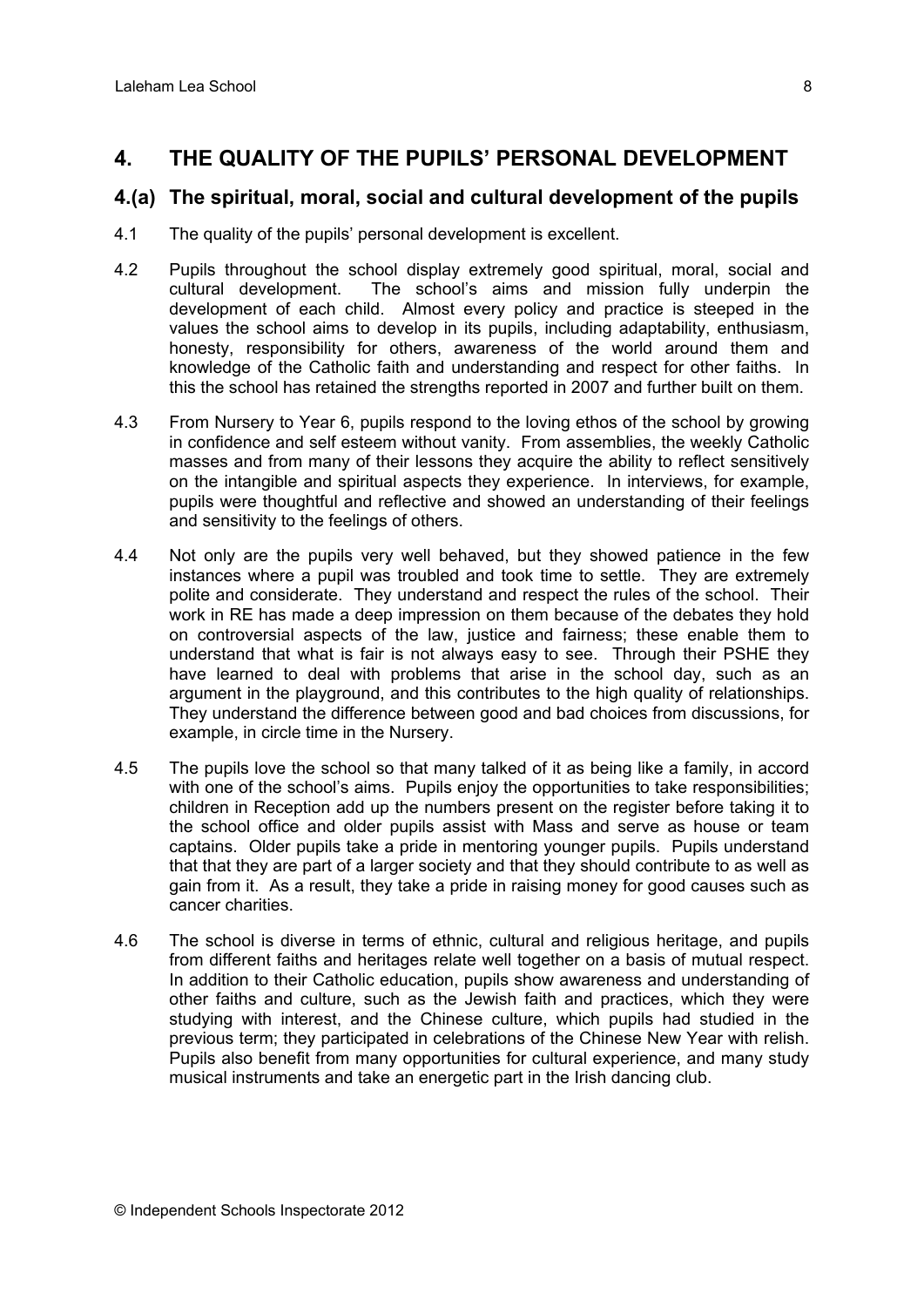## 4. THE QUALITY OF THE PUPILS' PERSONAL DEVELOPMENT

### 4.(a) The spiritual, moral, social and cultural development of the pupils

4.1 The quality of the pupils' personal development is excellent.

4.2 Pupils throughout the school display extremely good spiritual, moral, social and cultural development. The school's aims and mission fully underpin the development of each child. Almost every policy and practice is steeped in the values the school aims to develop in its pupils, including adaptability, enthusiasm, honesty, responsibility for others, awareness of the world around them and knowledge of the Catholic faith and understanding and respect for other faiths. In this the school has retained the strengths reported in 2007 and further built on them.

4.3 From Nursery to Year 6, pupils respond to the loving ethos of the school by growing in confidence and self esteem without vanity. From assemblies, the weekly Catholic masses and from many of their lessons they acquire the ability to reflect sensitively on the intangible and spiritual aspects they experience. In interviews, for example, pupils were thoughtful and reflective and showed an understanding of their feelings and sensitivity to the feelings of others.

4.4 Not only are the pupils very well behaved, but they showed patience in the few instances where a pupil was troubled and took time to settle. They are extremely polite and considerate. They understand and respect the rules of the school. Their work in RE has made a deep impression on them because of the debates they hold on controversial aspects of the law, justice and fairness; these enable them to understand that what is fair is not always easy to see. Through their PSHE they have learned to deal with problems that arise in the school day, such as an argument in the playground, and this contributes to the high quality of relationships. They understand the difference between good and bad choices from discussions, for example, in circle time in the Nursery.

4.5 The pupils love the school so that many talked of it as being like a family, in accord with one of the school's aims. Pupils enjoy the opportunities to take responsibilities; children in Reception add up the numbers present on the register before taking it to the school office and older pupils assist with Mass and serve as house or team captains. Older pupils take a pride in mentoring younger pupils. Pupils understand that that they are part of a larger society and that they should contribute to as well as gain from it. As a result, they take a pride in raising money for good causes such as cancer charities.

4.6 The school is diverse in terms of ethnic, cultural and religious heritage, and pupils from different faiths and heritages relate well together on a basis of mutual respect. In addition to their Catholic education, pupils show awareness and understanding of other faiths and culture, such as the Jewish faith and practices, which they were studying with interest, and the Chinese culture, which pupils had studied in the previous term; they participated in celebrations of the Chinese New Year with relish. Pupils also benefit from many opportunities for cultural experience, and many study musical instruments and take an energetic part in the Irish dancing club.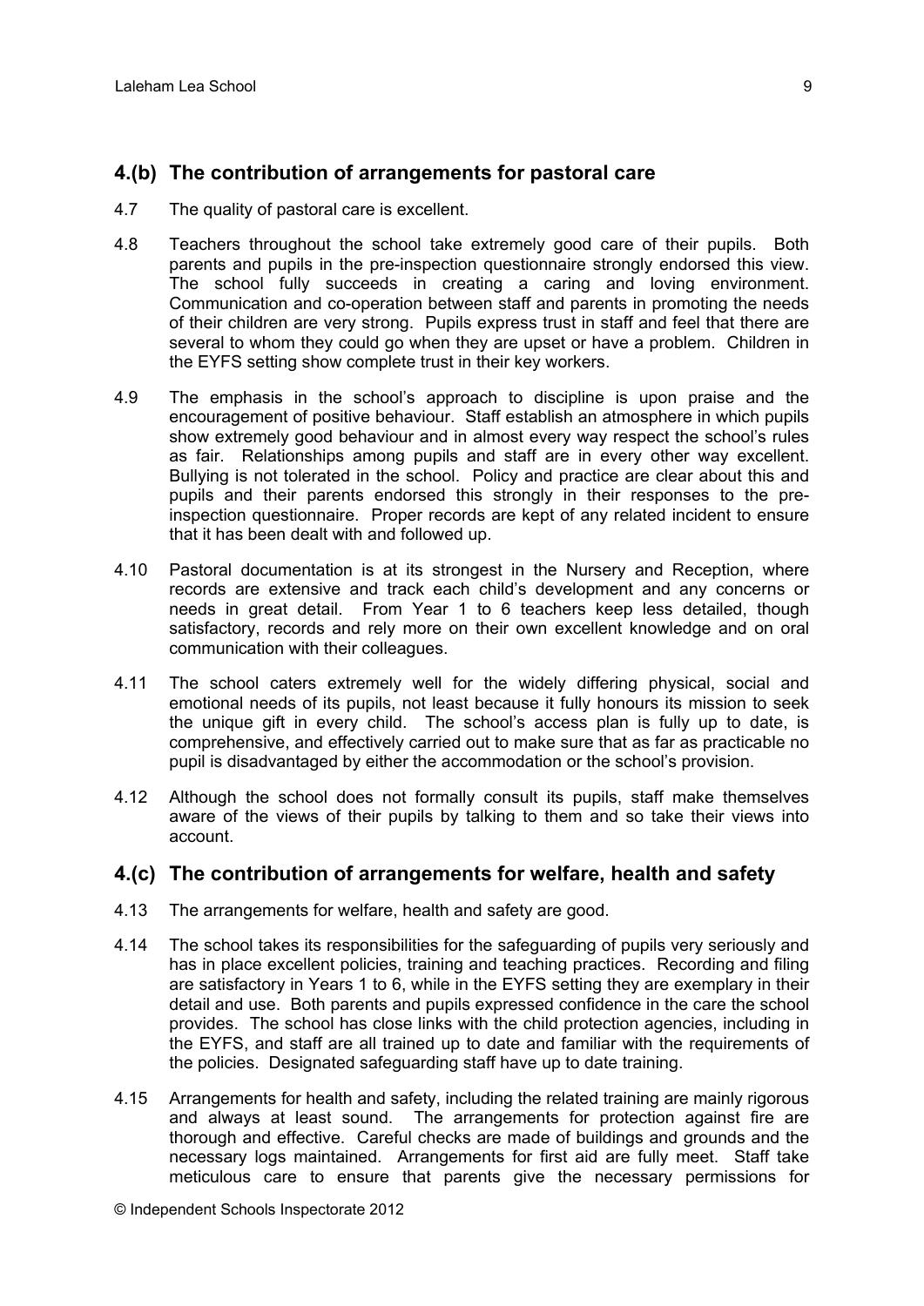## 4.(b) The contribution of arrangements for pastoral care

4.7 The quality of pastoral care is excellent.

4.8 Teachers throughout the school take extremely good care of their pupils. Both parents and pupils in the pre-inspection questionnaire strongly endorsed this view. The school fully succeeds in creating a caring and loving environment. Communication and co-operation between staff and parents in promoting the needs of their children are very strong. Pupils express trust in staff and feel that there are several to whom they could go when they are upset or have a problem. Children in the EYFS setting show complete trust in their key workers.

4.9 The emphasis in the school's approach to discipline is upon praise and the encouragement of positive behaviour. Staff establish an atmosphere in which pupils show extremely good behaviour and in almost every way respect the school's rules as fair. Relationships among pupils and staff are in every other way excellent. Bullying is not tolerated in the school. Policy and practice are clear about this and pupils and their parents endorsed this strongly in their responses to the pre-inspection questionnaire. Proper records are kept of any related incident to ensure that it has been dealt with and followed up.

4.10 Pastoral documentation is at its strongest in the Nursery and Reception, where records are extensive and track each child's development and any concerns or needs in great detail. From Year 1 to 6 teachers keep less detailed, though satisfactory, records and rely more on their own excellent knowledge and on oral communication with their colleagues.

4.11 The school caters extremely well for the widely differing physical, social and emotional needs of its pupils, not least because it fully honours its mission to seek the unique gift in every child. The school's access plan is fully up to date, is comprehensive, and effectively carried out to make sure that as far as practicable no pupil is disadvantaged by either the accommodation or the school's provision.

4.12 Although the school does not formally consult its pupils, staff make themselves aware of the views of their pupils by talking to them and so take their views into account.

## 4.(c) The contribution of arrangements for welfare, health and safety

4.13 The arrangements for welfare, health and safety are good.

4.14 The school takes its responsibilities for the safeguarding of pupils very seriously and has in place excellent policies, training and teaching practices. Recording and filing are satisfactory in Years 1 to 6, while in the EYFS setting they are exemplary in their detail and use. Both parents and pupils expressed confidence in the care the school provides. The school has close links with the child protection agencies, including in the EYFS, and staff are all trained up to date and familiar with the requirements of the policies. Designated safeguarding staff have up to date training.

4.15 Arrangements for health and safety, including the related training are mainly rigorous and always at least sound. The arrangements for protection against fire are thorough and effective. Careful checks are made of buildings and grounds and the necessary logs maintained. Arrangements for first aid are fully meet. Staff take meticulous care to ensure that parents give the necessary permissions for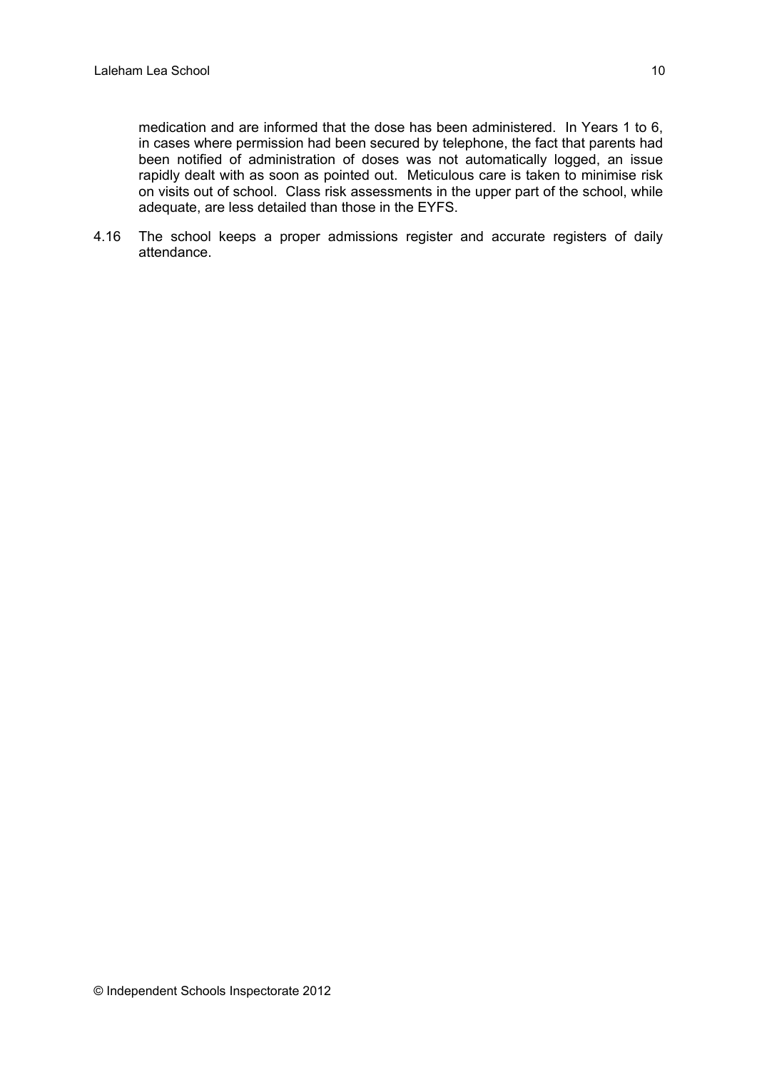medication and are informed that the dose has been administered. In Years 1 to 6, in cases where permission had been secured by telephone, the fact that parents had been notified of administration of doses was not automatically logged, an issue rapidly dealt with as soon as pointed out. Meticulous care is taken to minimise risk on visits out of school. Class risk assessments in the upper part of the school, while adequate, are less detailed than those in the EYFS.

4.16 The school keeps a proper admissions register and accurate registers of daily attendance.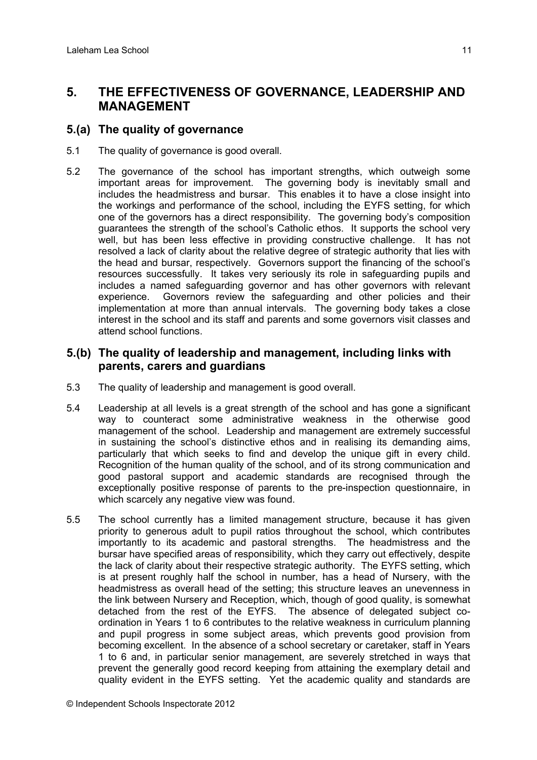## 5. THE EFFECTIVENESS OF GOVERNANCE, LEADERSHIP AND MANAGEMENT

### 5.(a) The quality of governance

5.1 The quality of governance is good overall.

5.2 The governance of the school has important strengths, which outweigh some important areas for improvement. The governing body is inevitably small and includes the headmistress and bursar. This enables it to have a close insight into the workings and performance of the school, including the EYFS setting, for which one of the governors has a direct responsibility. The governing body's composition guarantees the strength of the school's Catholic ethos. It supports the school very well, but has been less effective in providing constructive challenge. It has not resolved a lack of clarity about the relative degree of strategic authority that lies with the head and bursar, respectively. Governors support the financing of the school's resources successfully. It takes very seriously its role in safeguarding pupils and includes a named safeguarding governor and has other governors with relevant experience. Governors review the safeguarding and other policies and their implementation at more than annual intervals. The governing body takes a close interest in the school and its staff and parents and some governors visit classes and attend school functions.

### 5.(b) The quality of leadership and management, including links with parents, carers and guardians

5.3 The quality of leadership and management is good overall.

5.4 Leadership at all levels is a great strength of the school and has gone a significant way to counteract some administrative weakness in the otherwise good management of the school. Leadership and management are extremely successful in sustaining the school's distinctive ethos and in realising its demanding aims, particularly that which seeks to find and develop the unique gift in every child. Recognition of the human quality of the school, and of its strong communication and good pastoral support and academic standards are recognised through the exceptionally positive response of parents to the pre-inspection questionnaire, in which scarcely any negative view was found.

5.5 The school currently has a limited management structure, because it has given priority to generous adult to pupil ratios throughout the school, which contributes importantly to its academic and pastoral strengths. The headmistress and the bursar have specified areas of responsibility, which they carry out effectively, despite the lack of clarity about their respective strategic authority. The EYFS setting, which is at present roughly half the school in number, has a head of Nursery, with the headmistress as overall head of the setting; this structure leaves an unevenness in the link between Nursery and Reception, which, though of good quality, is somewhat detached from the rest of the EYFS. The absence of delegated subject co-ordination in Years 1 to 6 contributes to the relative weakness in curriculum planning and pupil progress in some subject areas, which prevents good provision from becoming excellent. In the absence of a school secretary or caretaker, staff in Years 1 to 6 and, in particular senior management, are severely stretched in ways that prevent the generally good record keeping from attaining the exemplary detail and quality evident in the EYFS setting. Yet the academic quality and standards are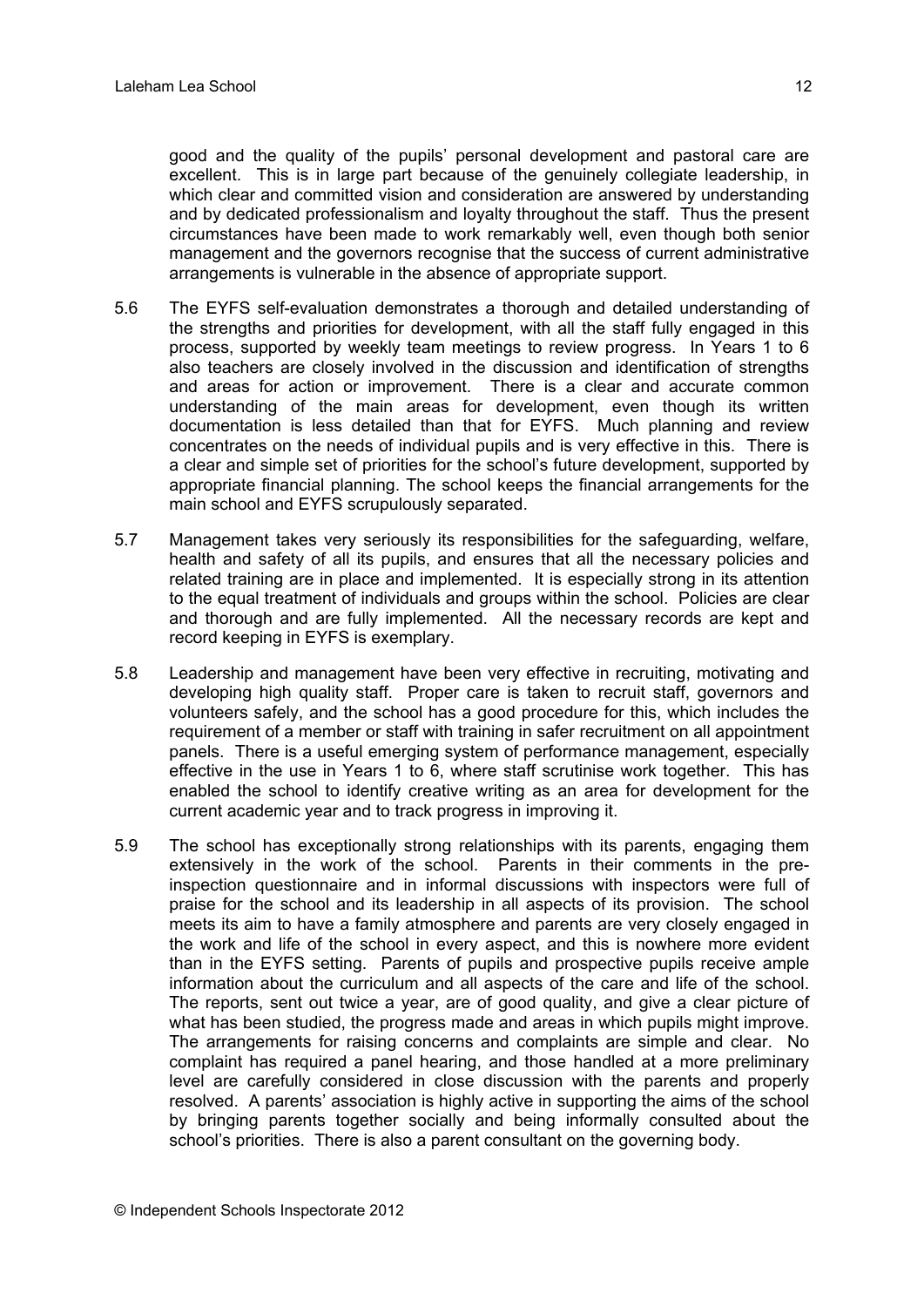good and the quality of the pupils' personal development and pastoral care are excellent. This is in large part because of the genuinely collegiate leadership, in which clear and committed vision and consideration are answered by understanding and by dedicated professionalism and loyalty throughout the staff. Thus the present circumstances have been made to work remarkably well, even though both senior management and the governors recognise that the success of current administrative arrangements is vulnerable in the absence of appropriate support.

5.6 The EYFS self-evaluation demonstrates a thorough and detailed understanding of the strengths and priorities for development, with all the staff fully engaged in this process, supported by weekly team meetings to review progress. In Years 1 to 6 also teachers are closely involved in the discussion and identification of strengths and areas for action or improvement. There is a clear and accurate common understanding of the main areas for development, even though its written documentation is less detailed than that for EYFS. Much planning and review concentrates on the needs of individual pupils and is very effective in this. There is a clear and simple set of priorities for the school's future development, supported by appropriate financial planning. The school keeps the financial arrangements for the main school and EYFS scrupulously separated.

5.7 Management takes very seriously its responsibilities for the safeguarding, welfare, health and safety of all its pupils, and ensures that all the necessary policies and related training are in place and implemented. It is especially strong in its attention to the equal treatment of individuals and groups within the school. Policies are clear and thorough and are fully implemented. All the necessary records are kept and record keeping in EYFS is exemplary.

5.8 Leadership and management have been very effective in recruiting, motivating and developing high quality staff. Proper care is taken to recruit staff, governors and volunteers safely, and the school has a good procedure for this, which includes the requirement of a member or staff with training in safer recruitment on all appointment panels. There is a useful emerging system of performance management, especially effective in the use in Years 1 to 6, where staff scrutinise work together. This has enabled the school to identify creative writing as an area for development for the current academic year and to track progress in improving it.

5.9 The school has exceptionally strong relationships with its parents, engaging them extensively in the work of the school. Parents in their comments in the pre-inspection questionnaire and in informal discussions with inspectors were full of praise for the school and its leadership in all aspects of its provision. The school meets its aim to have a family atmosphere and parents are very closely engaged in the work and life of the school in every aspect, and this is nowhere more evident than in the EYFS setting. Parents of pupils and prospective pupils receive ample information about the curriculum and all aspects of the care and life of the school. The reports, sent out twice a year, are of good quality, and give a clear picture of what has been studied, the progress made and areas in which pupils might improve. The arrangements for raising concerns and complaints are simple and clear. No complaint has required a panel hearing, and those handled at a more preliminary level are carefully considered in close discussion with the parents and properly resolved. A parents' association is highly active in supporting the aims of the school by bringing parents together socially and being informally consulted about the school's priorities. There is also a parent consultant on the governing body.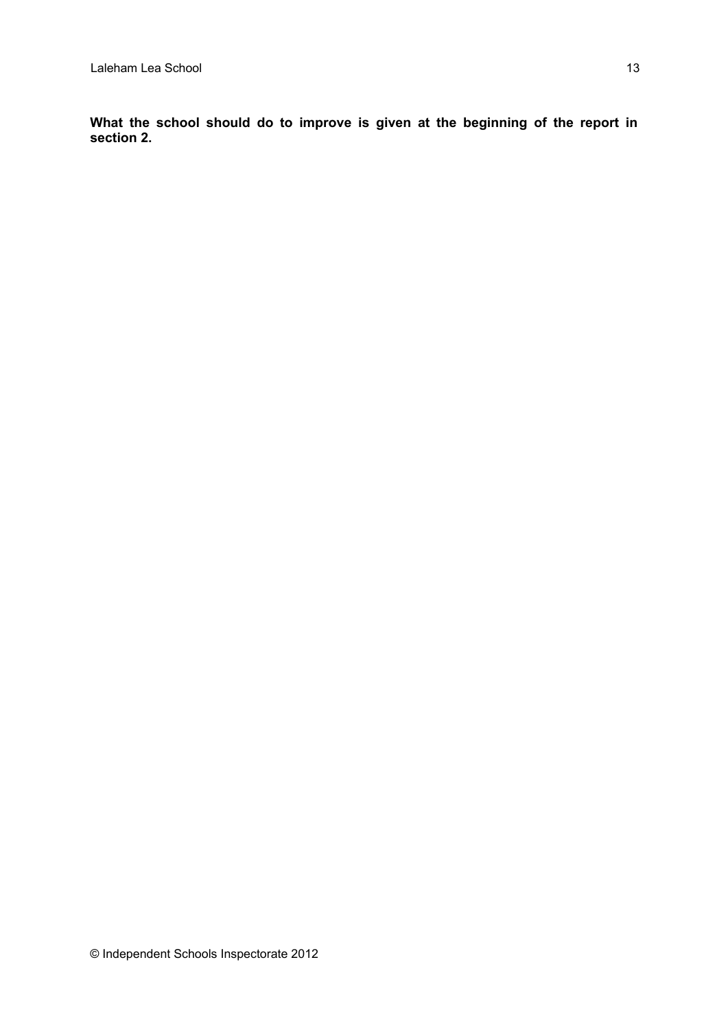**What the school should do to improve is given at the beginning of the report in section 2.**